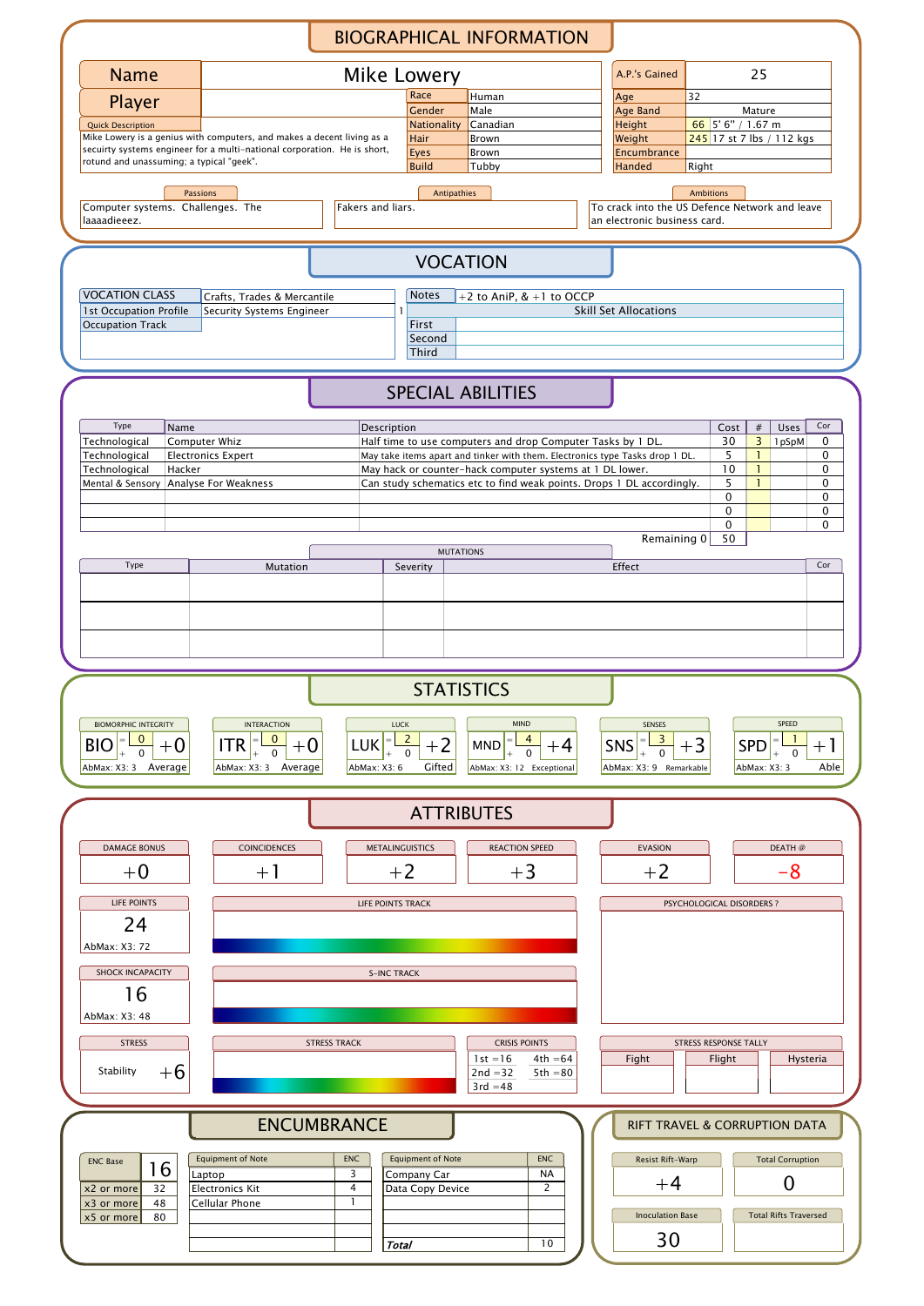# BIOGRAPHICAL INFORMATION

| | |
|---|---|
| Name | Mike Lowery |
| Player | |

| | |
|---|---|
| Race | Human |
| Gender | Male |
| Nationality | Canadian |
| Hair | Brown |
| Eyes | Brown |
| Build | Tubby |

| | |
|---|---|
| A.P.'s Gained | 25 |
| Age | 32 |
| Age Band | Mature |
| Height | 66 5' 6" / 1.67 m |
| Weight | 245 17 st 7 lbs / 112 kgs |
| Encumbrance | |
| Handed | Right |

**Quick Description**

Mike Lowery is a genius with computers, and makes a decent living as a security systems engineer for a multi-national corporation. He is short, rotund and unassuming; a typical "geek".

**Passions**

Computer systems. Challenges. The laaaadieeeez.

**Antipathies**

Fakers and liars.

**Ambitions**

To crack into the US Defence Network and leave an electronic business card.

# VOCATION

| | |
|---|---|
| VOCATION CLASS | Crafts, Trades & Mercantile |
| 1st Occupation Profile | Security Systems Engineer |
| Occupation Track | |

| | |
|---|---|
| Notes | +2 to AniP, & +1 to OCCP |
| Skill Set Allocations | |
| First | |
| Second | |
| Third | |

# SPECIAL ABILITIES

| Type | Name | Description | Cost | # | Uses | Cor |
|---|---|---|---|---|---|---|
| Technological | Computer Whiz | Half time to use computers and drop Computer Tasks by 1 DL. | 30 | 3 | 1pSpM | 0 |
| Technological | Electronics Expert | May take items apart and tinker with them. Electronics type Tasks drop 1 DL. | 5 | 1 | | 0 |
| Technological | Hacker | May hack or counter-hack computer systems at 1 DL lower. | 10 | 1 | | 0 |
| Mental & Sensory | Analyse For Weakness | Can study schematics etc to find weak points. Drops 1 DL accordingly. | 5 | 1 | | 0 |
| | | | 0 | | | 0 |
| | | | 0 | | | 0 |
| | | | 0 | | | 0 |

Remaining 0 | 50

**MUTATIONS**

| Type | Mutation | Severity | Effect | Cor |
|---|---|---|---|---|
| | | | | |
| | | | | |
| | | | | |

# STATISTICS

| Stat | Base | Mod | Total | AbMax | Rating |
|---|---|---|---|---|---|
| BIOMORPHIC INTEGRITY (BIO) | 0 | 0 | +0 | X3: 3 | Average |
| INTERACTION (ITR) | 0 | 0 | +0 | X3: 3 | Average |
| LUCK (LUK) | 2 | 0 | +2 | X3: 6 | Gifted |
| MIND (MND) | 4 | 0 | +4 | X3: 12 | Exceptional |
| SENSES (SNS) | 3 | 0 | +3 | X3: 9 | Remarkable |
| SPEED (SPD) | 1 | 0 | +1 | X3: 3 | Able |

# ATTRIBUTES

| DAMAGE BONUS | COINCIDENCES | METALINGUISTICS | REACTION SPEED | EVASION | DEATH @ |
|---|---|---|---|---|---|
| +0 | +1 | +2 | +3 | +2 | -8 |

**LIFE POINTS:** 24 (AbMax: X3: 72)

**LIFE POINTS TRACK**

**SHOCK INCAPACITY:** 16 (AbMax: X3: 48)

**S-INC TRACK**

**PSYCHOLOGICAL DISORDERS ?**

**STRESS:** Stability +6

**STRESS TRACK**

**CRISIS POINTS**

| | |
|---|---|
| 1st =16 | 4th =64 |
| 2nd =32 | 5th =80 |
| 3rd =48 | |

**STRESS RESPONSE TALLY**

| Fight | Flight | Hysteria |
|---|---|---|
| | | |

# ENCUMBRANCE

| | |
|---|---|
| ENC Base | 16 |
| x2 or more | 32 |
| x3 or more | 48 |
| x5 or more | 80 |

| Equipment of Note | ENC | Equipment of Note | ENC |
|---|---|---|---|
| Laptop | 3 | Company Car | NA |
| Electronics Kit | 4 | Data Copy Device | 2 |
| Cellular Phone | 1 | | |
| | | | |
| | | *Total* | 10 |

# RIFT TRAVEL & CORRUPTION DATA

| Resist Rift-Warp | Total Corruption |
|---|---|
| +4 | 0 |

| Inoculation Base | Total Rifts Traversed |
|---|---|
| 30 | |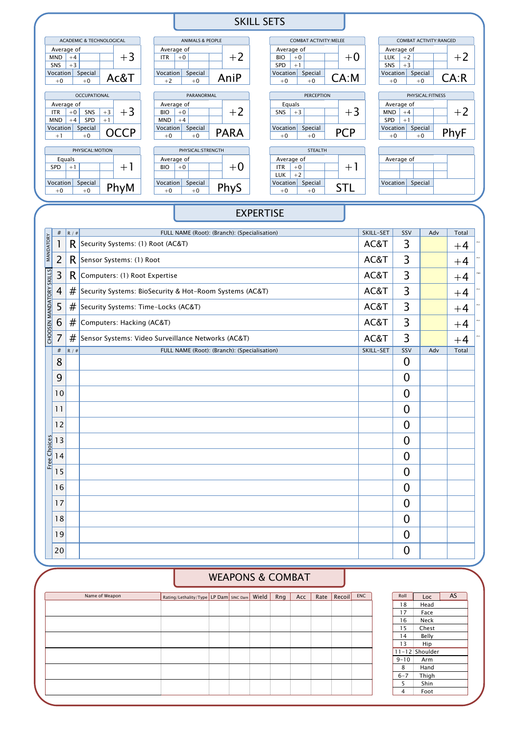# SKILL SETS

### ACADEMIC & TECHNOLOGICAL

| Average of | | |
|---|---|---|
| MND | +4 | +3 |
| SNS | +3 | |
| Vocation | Special | Ac&T |
| +0 | +0 | |

### ANIMALS & PEOPLE

| Average of | | |
|---|---|---|
| ITR | +0 | +2 |
| Vocation | Special | AniP |
| +2 | +0 | |

### COMBAT ACTIVITY:MELEE

| Average of | | |
|---|---|---|
| BIO | +0 | +0 |
| SPD | +1 | |
| Vocation | Special | CA:M |
| +0 | +0 | |

### COMBAT ACTIVITY:RANGED

| Average of | | |
|---|---|---|
| LUK | +2 | +2 |
| SNS | +3 | |
| Vocation | Special | CA:R |
| +0 | +0 | |

### OCCUPATIONAL

| Average of | | | | |
|---|---|---|---|---|
| ITR | +0 | SNS | +3 | +3 |
| MND | +4 | SPD | +1 | |
| Vocation | Special | | | OCCP |
| +1 | +0 | | | |

### PARANORMAL

| Average of | | |
|---|---|---|
| BIO | +0 | +2 |
| MND | +4 | |
| Vocation | Special | PARA |
| +0 | +0 | |

### PERCEPTION

| Equals | | |
|---|---|---|
| SNS | +3 | +3 |
| Vocation | Special | PCP |
| +0 | +0 | |

### PHYSICAL:FITNESS

| Average of | | |
|---|---|---|
| MND | +4 | +2 |
| SPD | +1 | |
| Vocation | Special | PhyF |
| +0 | +0 | |

### PHYSICAL:MOTION

| Equals | | |
|---|---|---|
| SPD | +1 | +1 |
| Vocation | Special | PhyM |
| +0 | +0 | |

### PHYSICAL:STRENGTH

| Average of | | |
|---|---|---|
| BIO | +0 | +0 |
| Vocation | Special | PhyS |
| +0 | +0 | |

### STEALTH

| Average of | | |
|---|---|---|
| ITR | +0 | +1 |
| LUK | +2 | |
| Vocation | Special | STL |
| +0 | +0 | |

| Average of | |
|---|---|
| | |
| Vocation | Special |

# EXPERTISE

| | # | R / # | FULL NAME (Root): (Branch): (Specialisation) | SKILL-SET | SSV | Adv | Total |
|---|---|---|---|---|---|---|---|
| MANDATORY | 1 | R | Security Systems: (1) Root (AC&T) | AC&T | 3 | | +4 |
| | 2 | R | Sensor Systems: (1) Root | AC&T | 3 | | +4 |
| | 3 | R | Computers: (1) Root Expertise | AC&T | 3 | | +4 |
| CHOOSEN MANDATORY SKILLS | 4 | # | Security Systems: BioSecurity & Hot-Room Systems (AC&T) | AC&T | 3 | | +4 |
| | 5 | # | Security Systems: Time-Locks (AC&T) | AC&T | 3 | | +4 |
| | 6 | # | Computers: Hacking (AC&T) | AC&T | 3 | | +4 |
| | 7 | # | Sensor Systems: Video Surveillance Networks (AC&T) | AC&T | 3 | | +4 |
| Free Choices | 8 | | | | 0 | | |
| | 9 | | | | 0 | | |
| | 10 | | | | 0 | | |
| | 11 | | | | 0 | | |
| | 12 | | | | 0 | | |
| | 13 | | | | 0 | | |
| | 14 | | | | 0 | | |
| | 15 | | | | 0 | | |
| | 16 | | | | 0 | | |
| | 17 | | | | 0 | | |
| | 18 | | | | 0 | | |
| | 19 | | | | 0 | | |
| | 20 | | | | 0 | | |

# WEAPONS & COMBAT

| Name of Weapon | Rating/Lethality/Type | LP Dam | SINC Dam | Wield | Rng | Acc | Rate | Recoil | ENC |
|---|---|---|---|---|---|---|---|---|---|
| | | | | | | | | | |
| | | | | | | | | | |
| | | | | | | | | | |
| | | | | | | | | | |
| | | | | | | | | | |
| | | | | | | | | | |

| Roll | Loc | AS |
|---|---|---|
| 18 | Head | |
| 17 | Face | |
| 16 | Neck | |
| 15 | Chest | |
| 14 | Belly | |
| 13 | Hip | |
| 11-12 | Shoulder | |
| 9-10 | Arm | |
| 8 | Hand | |
| 6-7 | Thigh | |
| 5 | Shin | |
| 4 | Foot | |